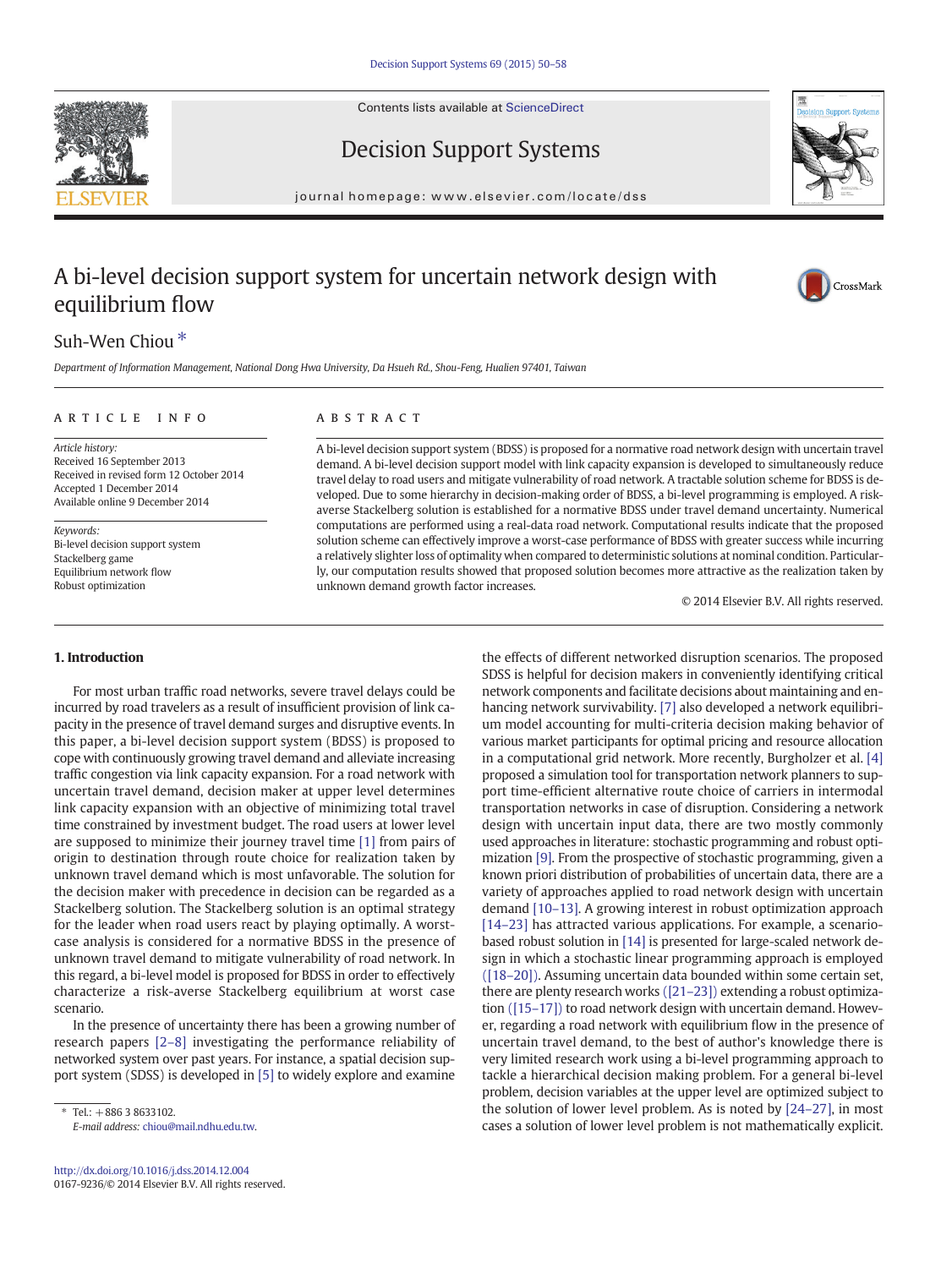# A bi-level decision support system for uncertain network design with equilibrium flow

Suh-Wen Chiou *

*Department of Information Management, National Dong Hwa University, Da Hsueh Rd., Shou-Feng, Hualien 97401, Taiwan*

## ARTICLE INFO

*Article history:*
Received 16 September 2013
Received in revised form 12 October 2014
Accepted 1 December 2014
Available online 9 December 2014

*Keywords:*
Bi-level decision support system
Stackelberg game
Equilibrium network flow
Robust optimization

## ABSTRACT

A bi-level decision support system (BDSS) is proposed for a normative road network design with uncertain travel demand. A bi-level decision support model with link capacity expansion is developed to simultaneously reduce travel delay to road users and mitigate vulnerability of road network. A tractable solution scheme for BDSS is developed. Due to some hierarchy in decision-making order of BDSS, a bi-level programming is employed. A risk-averse Stackelberg solution is established for a normative BDSS under travel demand uncertainty. Numerical computations are performed using a real-data road network. Computational results indicate that the proposed solution scheme can effectively improve a worst-case performance of BDSS with greater success while incurring a relatively slighter loss of optimality when compared to deterministic solutions at nominal condition. Particularly, our computation results showed that proposed solution becomes more attractive as the realization taken by unknown demand growth factor increases.

© 2014 Elsevier B.V. All rights reserved.

## 1. Introduction

For most urban traffic road networks, severe travel delays could be incurred by road travelers as a result of insufficient provision of link capacity in the presence of travel demand surges and disruptive events. In this paper, a bi-level decision support system (BDSS) is proposed to cope with continuously growing travel demand and alleviate increasing traffic congestion via link capacity expansion. For a road network with uncertain travel demand, decision maker at upper level determines link capacity expansion with an objective of minimizing total travel time constrained by investment budget. The road users at lower level are supposed to minimize their journey travel time [1] from pairs of origin to destination through route choice for realization taken by unknown travel demand which is most unfavorable. The solution for the decision maker with precedence in decision can be regarded as a Stackelberg solution. The Stackelberg solution is an optimal strategy for the leader when road users react by playing optimally. A worst-case analysis is considered for a normative BDSS in the presence of unknown travel demand to mitigate vulnerability of road network. In this regard, a bi-level model is proposed for BDSS in order to effectively characterize a risk-averse Stackelberg equilibrium at worst case scenario.

In the presence of uncertainty there has been a growing number of research papers [2–8] investigating the performance reliability of networked system over past years. For instance, a spatial decision support system (SDSS) is developed in [5] to widely explore and examine the effects of different networked disruption scenarios. The proposed SDSS is helpful for decision makers in conveniently identifying critical network components and facilitate decisions about maintaining and enhancing network survivability. [7] also developed a network equilibrium model accounting for multi-criteria decision making behavior of various market participants for optimal pricing and resource allocation in a computational grid network. More recently, Burgholzer et al. [4] proposed a simulation tool for transportation network planners to support time-efficient alternative route choice of carriers in intermodal transportation networks in case of disruption. Considering a network design with uncertain input data, there are two mostly commonly used approaches in literature: stochastic programming and robust optimization [9]. From the prospective of stochastic programming, given a known priori distribution of probabilities of uncertain data, there are a variety of approaches applied to road network design with uncertain demand [10–13]. A growing interest in robust optimization approach [14–23] has attracted various applications. For example, a scenario-based robust solution in [14] is presented for large-scaled network design in which a stochastic linear programming approach is employed ([18–20]). Assuming uncertain data bounded within some certain set, there are plenty research works ([21–23]) extending a robust optimization ([15–17]) to road network design with uncertain demand. However, regarding a road network with equilibrium flow in the presence of uncertain travel demand, to the best of author's knowledge there is very limited research work using a bi-level programming approach to tackle a hierarchical decision making problem. For a general bi-level problem, decision variables at the upper level are optimized subject to the solution of lower level problem. As is noted by [24–27], in most cases a solution of lower level problem is not mathematically explicit.

---

* Tel.: +886 3 8633102.
*E-mail address:* chiou@mail.ndhu.edu.tw.

http://dx.doi.org/10.1016/j.dss.2014.12.004
0167-9236/© 2014 Elsevier B.V. All rights reserved.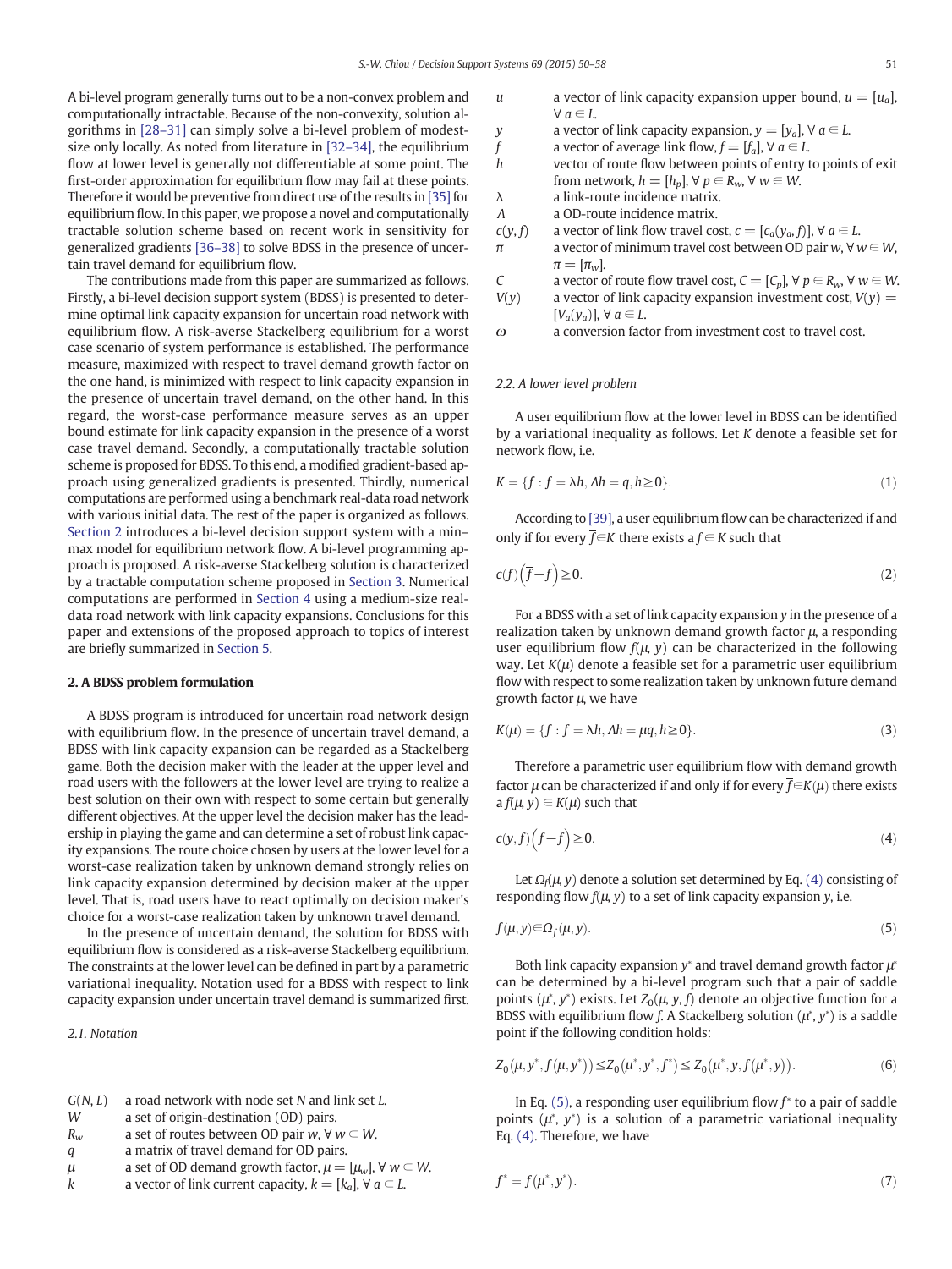A bi-level program generally turns out to be a non-convex problem and computationally intractable. Because of the non-convexity, solution algorithms in [28–31] can simply solve a bi-level problem of modest-size only locally. As noted from literature in [32–34], the equilibrium flow at lower level is generally not differentiable at some point. The first-order approximation for equilibrium flow may fail at these points. Therefore it would be preventive from direct use of the results in [35] for equilibrium flow. In this paper, we propose a novel and computationally tractable solution scheme based on recent work in sensitivity for generalized gradients [36–38] to solve BDSS in the presence of uncertain travel demand for equilibrium flow.

The contributions made from this paper are summarized as follows. Firstly, a bi-level decision support system (BDSS) is presented to determine optimal link capacity expansion for uncertain road network with equilibrium flow. A risk-averse Stackelberg equilibrium for a worst case scenario of system performance is established. The performance measure, maximized with respect to travel demand growth factor on the one hand, is minimized with respect to link capacity expansion in the presence of uncertain travel demand, on the other hand. In this regard, the worst-case performance measure serves as an upper bound estimate for link capacity expansion in the presence of a worst case travel demand. Secondly, a computationally tractable solution scheme is proposed for BDSS. To this end, a modified gradient-based approach using generalized gradients is presented. Thirdly, numerical computations are performed using a benchmark real-data road network with various initial data. The rest of the paper is organized as follows. Section 2 introduces a bi-level decision support system with a min–max model for equilibrium network flow. A bi-level programming approach is proposed. A risk-averse Stackelberg solution is characterized by a tractable computation scheme proposed in Section 3. Numerical computations are performed in Section 4 using a medium-size real-data road network with link capacity expansions. Conclusions for this paper and extensions of the proposed approach to topics of interest are briefly summarized in Section 5.

## 2. A BDSS problem formulation

A BDSS program is introduced for uncertain road network design with equilibrium flow. In the presence of uncertain travel demand, a BDSS with link capacity expansion can be regarded as a Stackelberg game. Both the decision maker with the leader at the upper level and road users with the followers at the lower level are trying to realize a best solution on their own with respect to some certain but generally different objectives. At the upper level the decision maker has the leadership in playing the game and can determine a set of robust link capacity expansions. The route choice chosen by users at the lower level for a worst-case realization taken by unknown demand strongly relies on link capacity expansion determined by decision maker at the upper level. That is, road users have to react optimally on decision maker's choice for a worst-case realization taken by unknown travel demand.

In the presence of uncertain demand, the solution for BDSS with equilibrium flow is considered as a risk-averse Stackelberg equilibrium. The constraints at the lower level can be defined in part by a parametric variational inequality. Notation used for a BDSS with respect to link capacity expansion under uncertain travel demand is summarized first.

### 2.1. Notation

- $G(N, L)$ a road network with node set $N$ and link set $L$.
- $W$ a set of origin-destination (OD) pairs.
- $R_w$ a set of routes between OD pair $w$, $\forall w \in W$.
- $q$ a matrix of travel demand for OD pairs.
- $\mu$ a set of OD demand growth factor, $\mu = [\mu_w]$, $\forall w \in W$.
- $k$ a vector of link current capacity, $k = [k_a]$, $\forall a \in L$.
- $u$ a vector of link capacity expansion upper bound, $u = [u_a]$, $\forall a \in L$.
- $y$ a vector of link capacity expansion, $y = [y_a]$, $\forall a \in L$.
- $f$ a vector of average link flow, $f = [f_a]$, $\forall a \in L$.
- $h$ vector of route flow between points of entry to points of exit from network, $h = [h_p]$, $\forall p \in R_w$, $\forall w \in W$.
- $\lambda$ a link-route incidence matrix.
- $\Lambda$ a OD-route incidence matrix.
- $c(y, f)$ a vector of link flow travel cost, $c = [c_a(y_a, f)]$, $\forall a \in L$.
- $\pi$ a vector of minimum travel cost between OD pair $w$, $\forall w \in W$, $\pi = [\pi_w]$.
- $C$ a vector of route flow travel cost, $C = [C_p]$, $\forall p \in R_w$, $\forall w \in W$.
- $V(y)$ a vector of link capacity expansion investment cost, $V(y) = [V_a(y_a)]$, $\forall a \in L$.
- $\omega$ a conversion factor from investment cost to travel cost.

### 2.2. A lower level problem

A user equilibrium flow at the lower level in BDSS can be identified by a variational inequality as follows. Let $K$ denote a feasible set for network flow, i.e.

$$K = \{f : f = \lambda h, \Lambda h = q, h \geq 0\}. \tag{1}$$

According to [39], a user equilibrium flow can be characterized if and only if for every $\overline{f} \in K$ there exists a $f \in K$ such that

$$c(f)\left(\overline{f} - f\right) \geq 0. \tag{2}$$

For a BDSS with a set of link capacity expansion $y$ in the presence of a realization taken by unknown demand growth factor $\mu$, a responding user equilibrium flow $f(\mu, y)$ can be characterized in the following way. Let $K(\mu)$ denote a feasible set for a parametric user equilibrium flow with respect to some realization taken by unknown future demand growth factor $\mu$, we have

$$K(\mu) = \{f : f = \lambda h, \Lambda h = \mu q, h \geq 0\}. \tag{3}$$

Therefore a parametric user equilibrium flow with demand growth factor $\mu$ can be characterized if and only if for every $\overline{f} \in K(\mu)$ there exists a $f(\mu, y) \in K(\mu)$ such that

$$c(y, f)\left(\overline{f} - f\right) \geq 0. \tag{4}$$

Let $\Omega_f(\mu, y)$ denote a solution set determined by Eq. (4) consisting of responding flow $f(\mu, y)$ to a set of link capacity expansion $y$, i.e.

$$f(\mu, y) \in \Omega_f(\mu, y). \tag{5}$$

Both link capacity expansion $y^*$ and travel demand growth factor $\mu^*$ can be determined by a bi-level program such that a pair of saddle points $(\mu^*, y^*)$ exists. Let $Z_0(\mu, y, f)$ denote an objective function for a BDSS with equilibrium flow $f$. A Stackelberg solution $(\mu^*, y^*)$ is a saddle point if the following condition holds:

$$Z_0(\mu, y^*, f(\mu, y^*)) \leq Z_0(\mu^*, y^*, f^*) \leq Z_0(\mu^*, y, f(\mu^*, y)). \tag{6}$$

In Eq. (5), a responding user equilibrium flow $f^*$ to a pair of saddle points $(\mu^*, y^*)$ is a solution of a parametric variational inequality Eq. (4). Therefore, we have

$$f^* = f(\mu^*, y^*). \tag{7}$$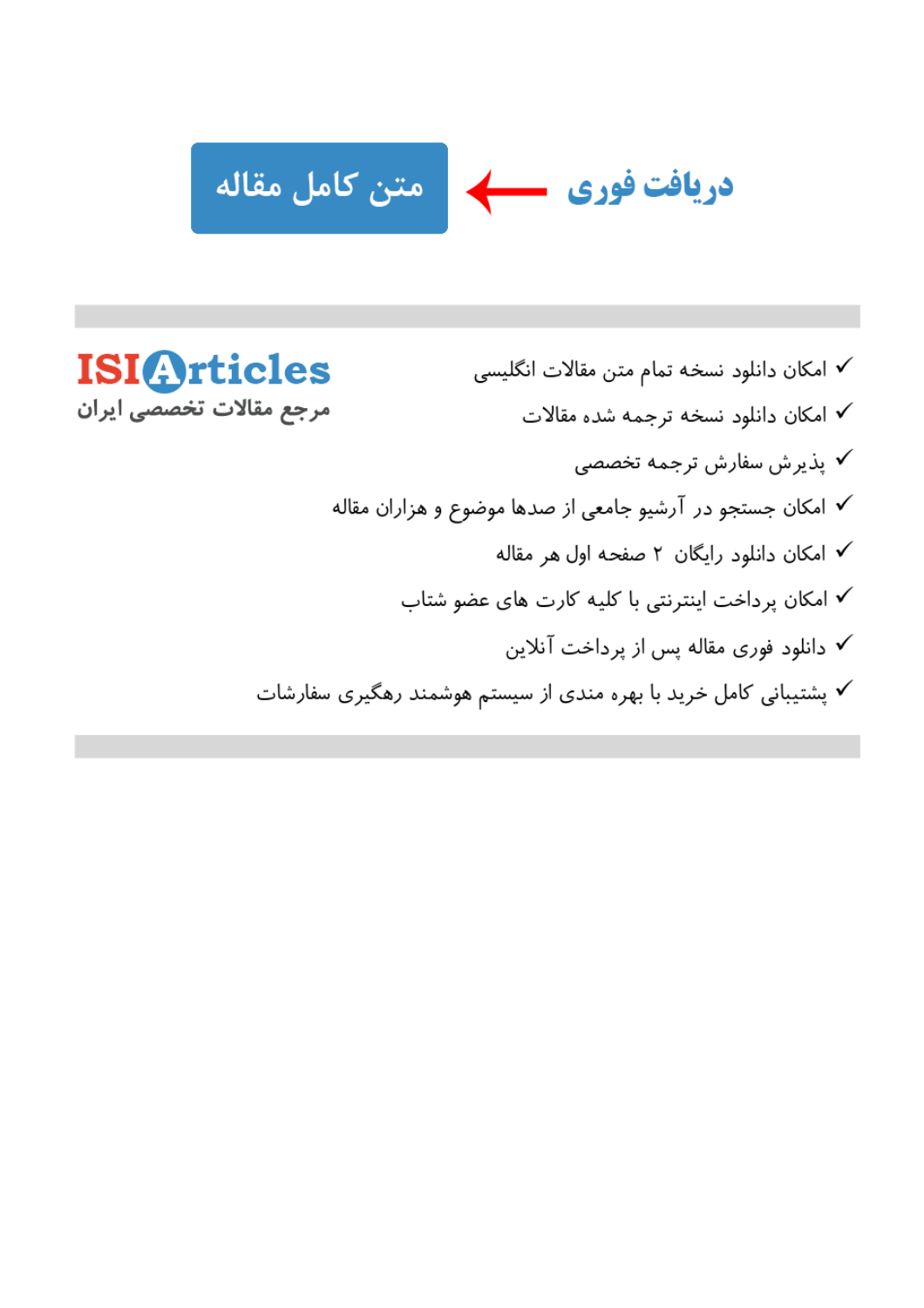دریافت فوری ← متن کامل مقاله

ISIArticles
مرجع مقالات تخصصی ایران

- ✓ امکان دانلود نسخه تمام متن مقالات انگلیسی
- ✓ امکان دانلود نسخه ترجمه شده مقالات
- ✓ پذیرش سفارش ترجمه تخصصی
- ✓ امکان جستجو در آرشیو جامعی از صدها موضوع و هزاران مقاله
- ✓ امکان دانلود رایگان ۲ صفحه اول هر مقاله
- ✓ امکان پرداخت اینترنتی با کلیه کارت های عضو شتاب
- ✓ دانلود فوری مقاله پس از پرداخت آنلاین
- ✓ پشتیبانی کامل خرید با بهره مندی از سیستم هوشمند رهگیری سفارشات